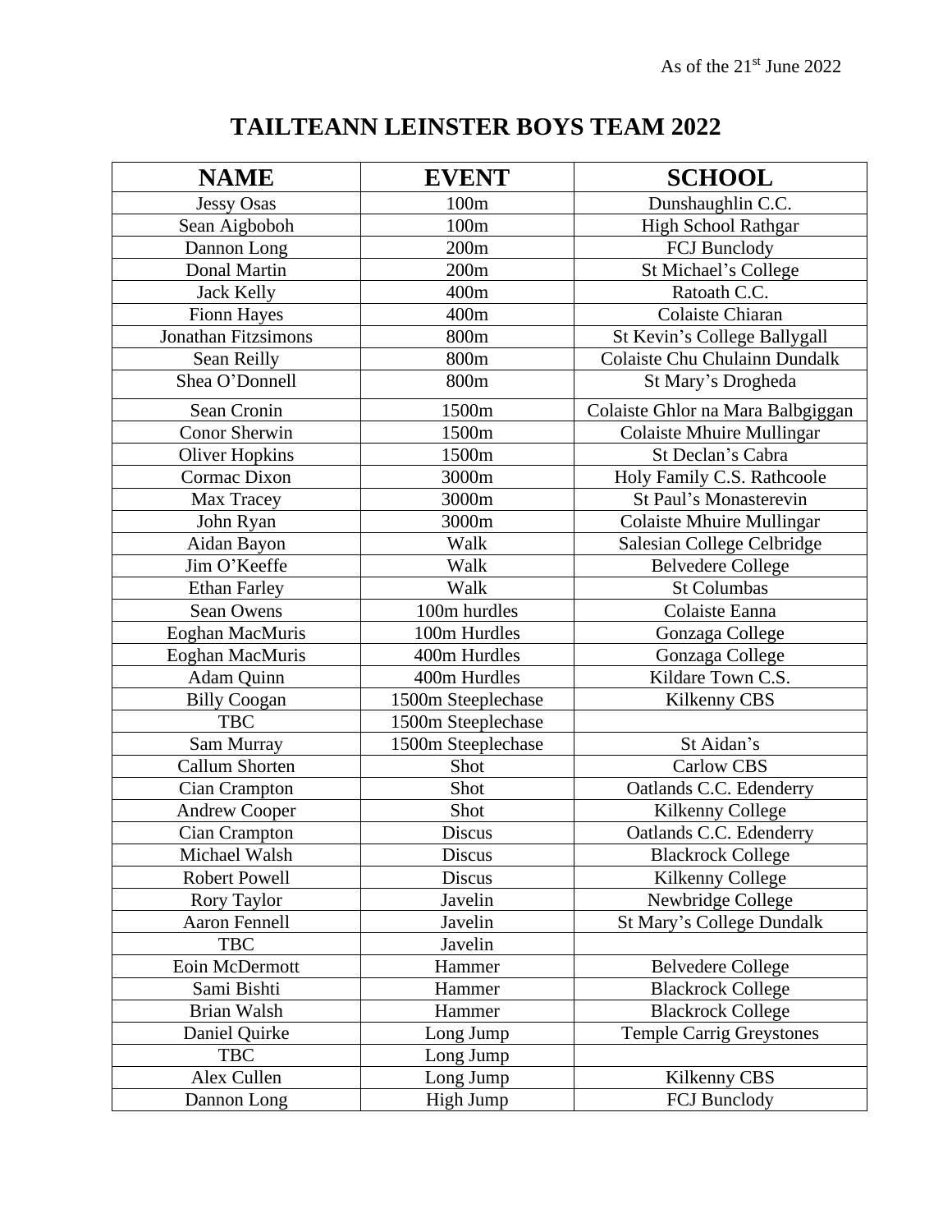As of the 21st June 2022

# TAILTEANN LEINSTER BOYS TEAM 2022

| NAME | EVENT | SCHOOL |
|---|---|---|
| Jessy Osas | 100m | Dunshaughlin C.C. |
| Sean Aigboboh | 100m | High School Rathgar |
| Dannon Long | 200m | FCJ Bunclody |
| Donal Martin | 200m | St Michael's College |
| Jack Kelly | 400m | Ratoath C.C. |
| Fionn Hayes | 400m | Colaiste Chiaran |
| Jonathan Fitzsimons | 800m | St Kevin's College Ballygall |
| Sean Reilly | 800m | Colaiste Chu Chulainn Dundalk |
| Shea O'Donnell | 800m | St Mary's Drogheda |
| Sean Cronin | 1500m | Colaiste Ghlor na Mara Balbgiggan |
| Conor Sherwin | 1500m | Colaiste Mhuire Mullingar |
| Oliver Hopkins | 1500m | St Declan's Cabra |
| Cormac Dixon | 3000m | Holy Family C.S. Rathcoole |
| Max Tracey | 3000m | St Paul's Monasterevin |
| John Ryan | 3000m | Colaiste Mhuire Mullingar |
| Aidan Bayon | Walk | Salesian College Celbridge |
| Jim O'Keeffe | Walk | Belvedere College |
| Ethan Farley | Walk | St Columbas |
| Sean Owens | 100m hurdles | Colaiste Eanna |
| Eoghan MacMuris | 100m Hurdles | Gonzaga College |
| Eoghan MacMuris | 400m Hurdles | Gonzaga College |
| Adam Quinn | 400m Hurdles | Kildare Town C.S. |
| Billy Coogan | 1500m Steeplechase | Kilkenny CBS |
| TBC | 1500m Steeplechase | |
| Sam Murray | 1500m Steeplechase | St Aidan's |
| Callum Shorten | Shot | Carlow CBS |
| Cian Crampton | Shot | Oatlands C.C. Edenderry |
| Andrew Cooper | Shot | Kilkenny College |
| Cian Crampton | Discus | Oatlands C.C. Edenderry |
| Michael Walsh | Discus | Blackrock College |
| Robert Powell | Discus | Kilkenny College |
| Rory Taylor | Javelin | Newbridge College |
| Aaron Fennell | Javelin | St Mary's College Dundalk |
| TBC | Javelin | |
| Eoin McDermott | Hammer | Belvedere College |
| Sami Bishti | Hammer | Blackrock College |
| Brian Walsh | Hammer | Blackrock College |
| Daniel Quirke | Long Jump | Temple Carrig Greystones |
| TBC | Long Jump | |
| Alex Cullen | Long Jump | Kilkenny CBS |
| Dannon Long | High Jump | FCJ Bunclody |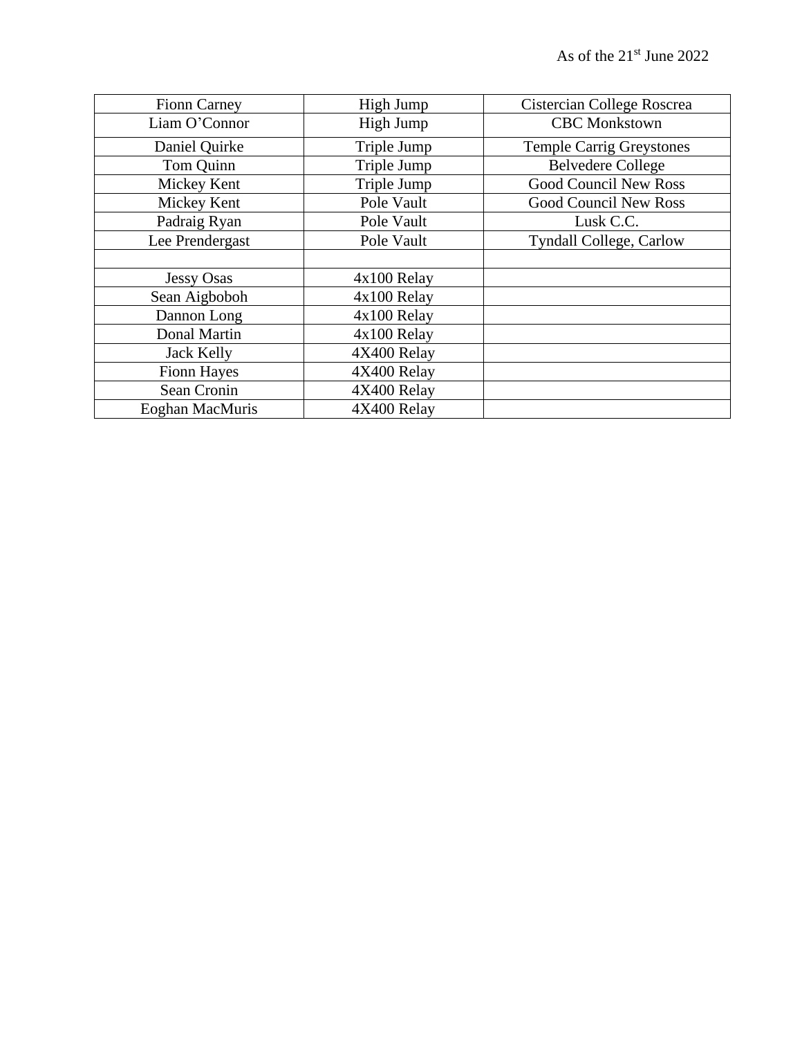As of the 21st June 2022

| | | |
|---|---|---|
| Fionn Carney | High Jump | Cistercian College Roscrea |
| Liam O’Connor | High Jump | CBC Monkstown |
| Daniel Quirke | Triple Jump | Temple Carrig Greystones |
| Tom Quinn | Triple Jump | Belvedere College |
| Mickey Kent | Triple Jump | Good Council New Ross |
| Mickey Kent | Pole Vault | Good Council New Ross |
| Padraig Ryan | Pole Vault | Lusk C.C. |
| Lee Prendergast | Pole Vault | Tyndall College, Carlow |
| | | |
| Jessy Osas | 4x100 Relay | |
| Sean Aigboboh | 4x100 Relay | |
| Dannon Long | 4x100 Relay | |
| Donal Martin | 4x100 Relay | |
| Jack Kelly | 4X400 Relay | |
| Fionn Hayes | 4X400 Relay | |
| Sean Cronin | 4X400 Relay | |
| Eoghan MacMuris | 4X400 Relay | |